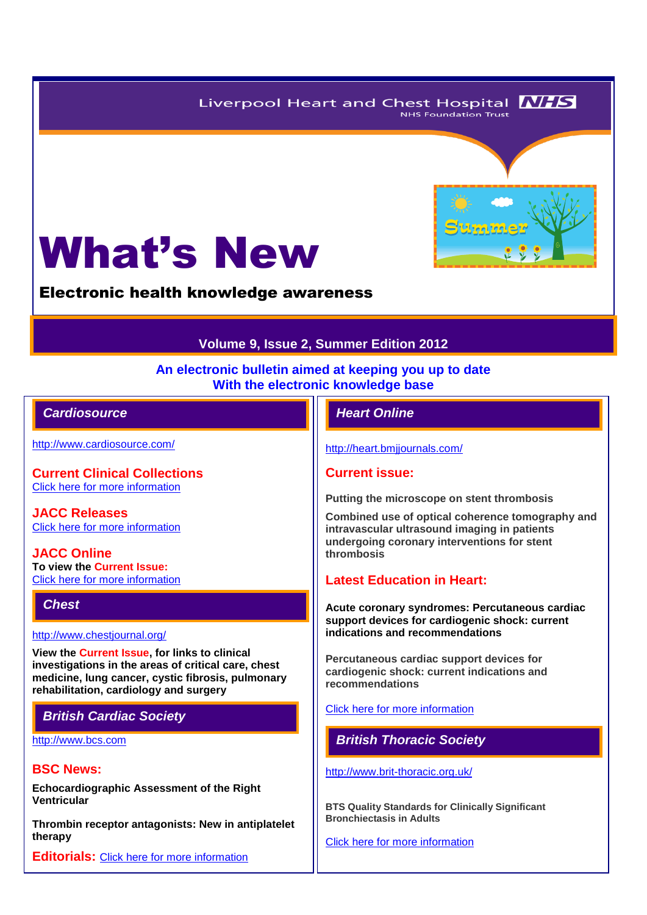Liverpool Heart and Chest Hospital NHS
NHS Foundation Trust

# What's New

## Electronic health knowledge awareness

**Volume 9, Issue 2, Summer Edition 2012**

**An electronic bulletin aimed at keeping you up to date**
**With the electronic knowledge base**

## *Cardiosource*

http://www.cardiosource.com/

### Current Clinical Collections

Click here for more information

### JACC Releases

Click here for more information

### JACC Online

**To view the Current Issue:**
Click here for more information

## *Chest*

http://www.chestjournal.org/

**View the Current Issue, for links to clinical investigations in the areas of critical care, chest medicine, lung cancer, cystic fibrosis, pulmonary rehabilitation, cardiology and surgery**

## *British Cardiac Society*

http://www.bcs.com

### BSC News:

**Echocardiographic Assessment of the Right Ventricular**

**Thrombin receptor antagonists: New in antiplatelet therapy**

**Editorials:** Click here for more information

## *Heart Online*

http://heart.bmjjournals.com/

### Current issue:

**Putting the microscope on stent thrombosis**

**Combined use of optical coherence tomography and intravascular ultrasound imaging in patients undergoing coronary interventions for stent thrombosis**

### Latest Education in Heart:

**Acute coronary syndromes: Percutaneous cardiac support devices for cardiogenic shock: current indications and recommendations**

**Percutaneous cardiac support devices for cardiogenic shock: current indications and recommendations**

Click here for more information

## *British Thoracic Society*

http://www.brit-thoracic.org.uk/

**BTS Quality Standards for Clinically Significant Bronchiectasis in Adults**

Click here for more information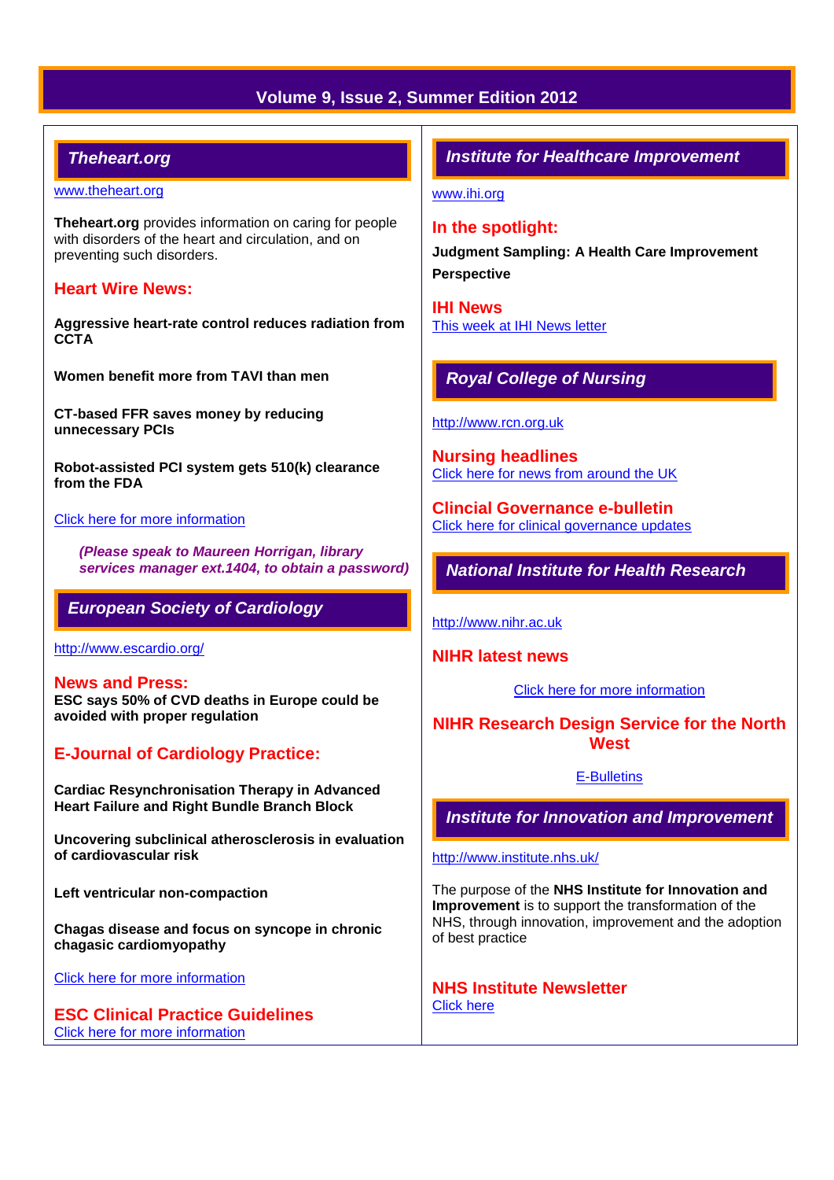## Theheart.org

www.theheart.org

**Theheart.org** provides information on caring for people with disorders of the heart and circulation, and on preventing such disorders.

### Heart Wire News:

**Aggressive heart-rate control reduces radiation from CCTA**

**Women benefit more from TAVI than men**

**CT-based FFR saves money by reducing unnecessary PCIs**

**Robot-assisted PCI system gets 510(k) clearance from the FDA**

Click here for more information

***(Please speak to Maureen Horrigan, library services manager ext.1404, to obtain a password)***

## European Society of Cardiology

http://www.escardio.org/

### News and Press:

**ESC says 50% of CVD deaths in Europe could be avoided with proper regulation**

### E-Journal of Cardiology Practice:

**Cardiac Resynchronisation Therapy in Advanced Heart Failure and Right Bundle Branch Block**

**Uncovering subclinical atherosclerosis in evaluation of cardiovascular risk**

**Left ventricular non-compaction**

**Chagas disease and focus on syncope in chronic chagasic cardiomyopathy**

Click here for more information

### ESC Clinical Practice Guidelines

Click here for more information

## Institute for Healthcare Improvement

www.ihi.org

### In the spotlight:

**Judgment Sampling: A Health Care Improvement Perspective**

### IHI News

This week at IHI News letter

## Royal College of Nursing

http://www.rcn.org.uk

### Nursing headlines

Click here for news from around the UK

### Clincial Governance e-bulletin

Click here for clinical governance updates

## National Institute for Health Research

http://www.nihr.ac.uk

### NIHR latest news

Click here for more information

### NIHR Research Design Service for the North West

E-Bulletins

## Institute for Innovation and Improvement

http://www.institute.nhs.uk/

The purpose of the **NHS Institute for Innovation and Improvement** is to support the transformation of the NHS, through innovation, improvement and the adoption of best practice

### NHS Institute Newsletter

Click here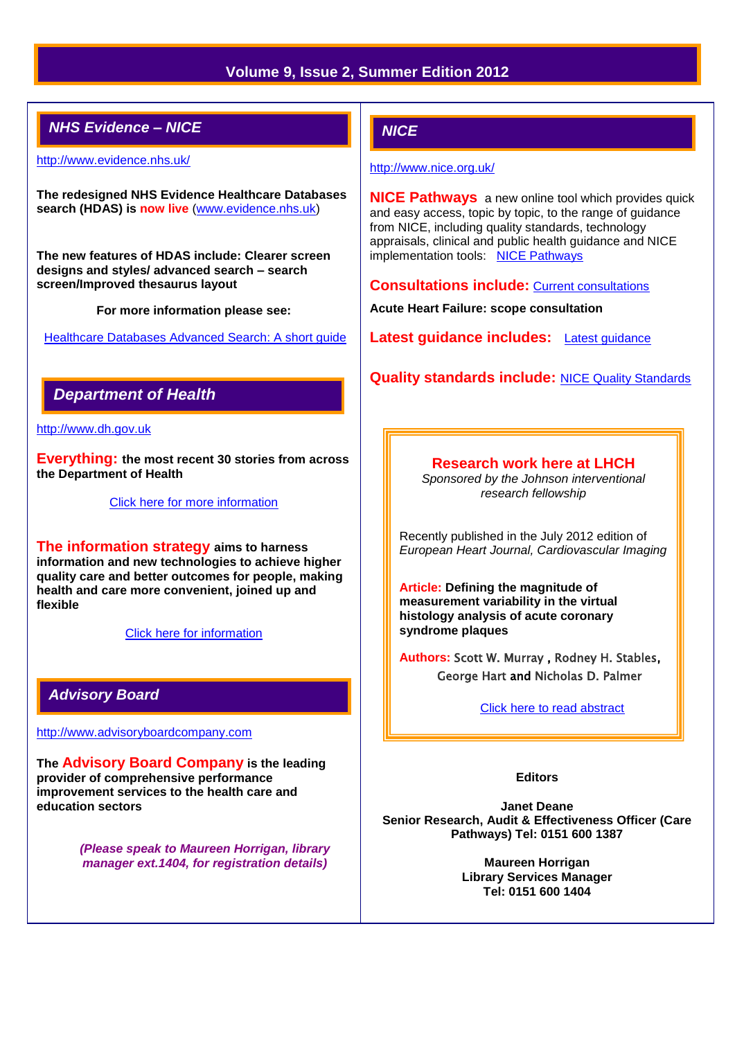## NHS Evidence – NICE

http://www.evidence.nhs.uk/

**The redesigned NHS Evidence Healthcare Databases search (HDAS) is now live** (www.evidence.nhs.uk)

**The new features of HDAS include: Clearer screen designs and styles/ advanced search – search screen/Improved thesaurus layout**

**For more information please see:**

Healthcare Databases Advanced Search: A short guide

## Department of Health

http://www.dh.gov.uk

**Everything: the most recent 30 stories from across the Department of Health**

Click here for more information

**The information strategy aims to harness information and new technologies to achieve higher quality care and better outcomes for people, making health and care more convenient, joined up and flexible**

Click here for information

## Advisory Board

http://www.advisoryboardcompany.com

**The Advisory Board Company is the leading provider of comprehensive performance improvement services to the health care and education sectors**

***(Please speak to Maureen Horrigan, library manager ext.1404, for registration details)***

## NICE

http://www.nice.org.uk/

**NICE Pathways** a new online tool which provides quick and easy access, topic by topic, to the range of guidance from NICE, including quality standards, technology appraisals, clinical and public health guidance and NICE implementation tools: NICE Pathways

**Consultations include:** Current consultations

**Acute Heart Failure: scope consultation**

**Latest guidance includes:** Latest guidance

**Quality standards include:** NICE Quality Standards

### Research work here at LHCH

*Sponsored by the Johnson interventional research fellowship*

Recently published in the July 2012 edition of *European Heart Journal, Cardiovascular Imaging*

**Article: Defining the magnitude of measurement variability in the virtual histology analysis of acute coronary syndrome plaques**

**Authors:** Scott W. Murray , Rodney H. Stables, George Hart and Nicholas D. Palmer

Click here to read abstract

**Editors**

**Janet Deane**
**Senior Research, Audit & Effectiveness Officer (Care Pathways) Tel: 0151 600 1387**

**Maureen Horrigan**
**Library Services Manager**
**Tel: 0151 600 1404**